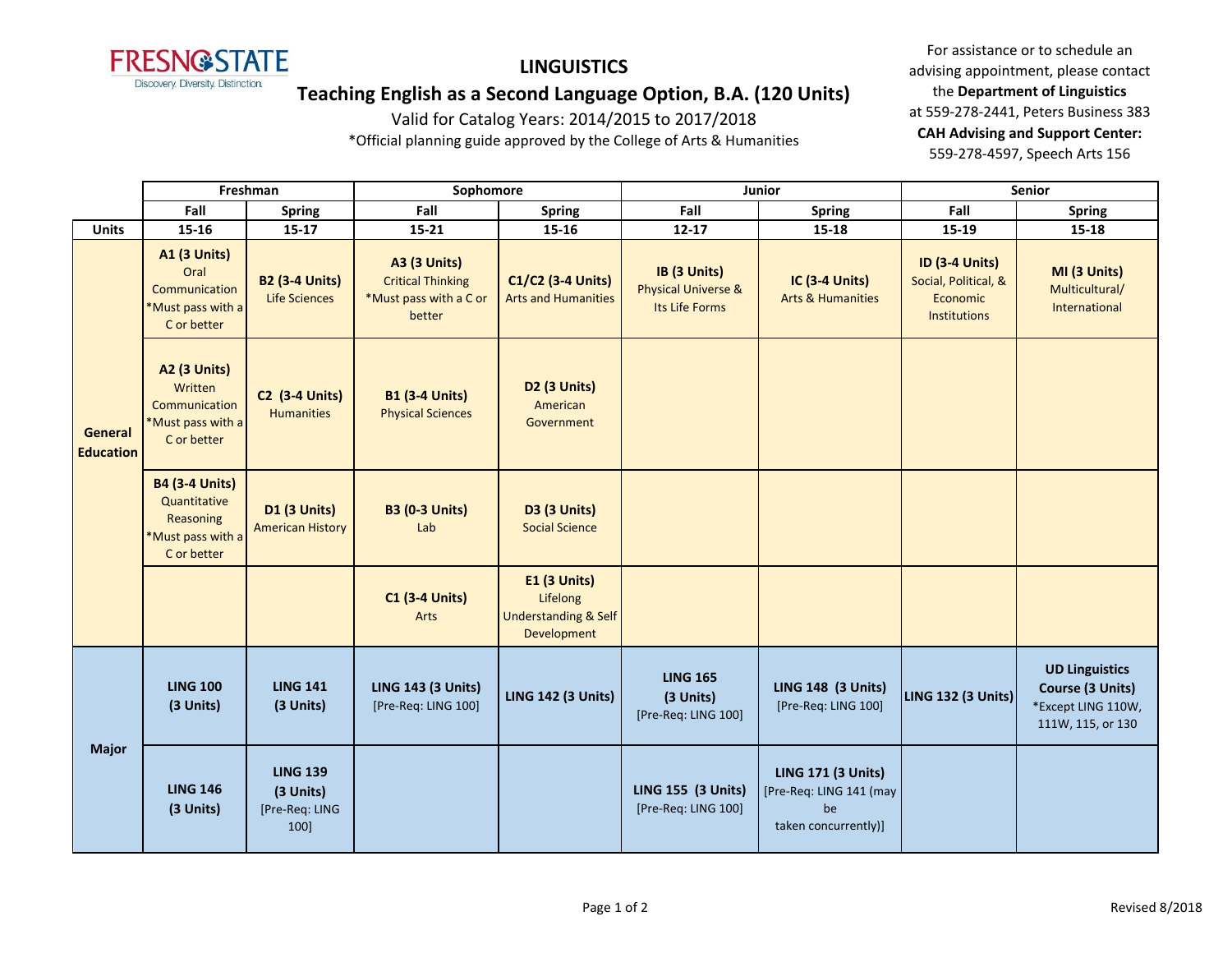# LINGUISTICS

## Teaching English as a Second Language Option, B.A. (120 Units)

Valid for Catalog Years: 2014/2015 to 2017/2018

*Official planning guide approved by the College of Arts & Humanities

For assistance or to schedule an advising appointment, please contact the **Department of Linguistics** at 559-278-2441, Peters Business 383

**CAH Advising and Support Center:** 559-278-4597, Speech Arts 156

| | Freshman | | Sophomore | | Junior | | Senior | |
|---|---|---|---|---|---|---|---|---|
| | **Fall** | **Spring** | **Fall** | **Spring** | **Fall** | **Spring** | **Fall** | **Spring** |
| **Units** | **15-16** | **15-17** | **15-21** | **15-16** | **12-17** | **15-18** | **15-19** | **15-18** |
| **General Education** | **A1 (3 Units)** Oral Communication *Must pass with a C or better | **B2 (3-4 Units)** Life Sciences | **A3 (3 Units)** Critical Thinking *Must pass with a C or better | **C1/C2 (3-4 Units)** Arts and Humanities | **IB (3 Units)** Physical Universe & Its Life Forms | **IC (3-4 Units)** Arts & Humanities | **ID (3-4 Units)** Social, Political, & Economic Institutions | **MI (3 Units)** Multicultural/ International |
| | **A2 (3 Units)** Written Communication *Must pass with a C or better | **C2 (3-4 Units)** Humanities | **B1 (3-4 Units)** Physical Sciences | **D2 (3 Units)** American Government | | | | |
| | **B4 (3-4 Units)** Quantitative Reasoning *Must pass with a C or better | **D1 (3 Units)** American History | **B3 (0-3 Units)** Lab | **D3 (3 Units)** Social Science | | | | |
| | | | **C1 (3-4 Units)** Arts | **E1 (3 Units)** Lifelong Understanding & Self Development | | | | |
| **Major** | **LING 100 (3 Units)** | **LING 141 (3 Units)** | **LING 143 (3 Units)** [Pre-Req: LING 100] | **LING 142 (3 Units)** | **LING 165 (3 Units)** [Pre-Req: LING 100] | **LING 148 (3 Units)** [Pre-Req: LING 100] | **LING 132 (3 Units)** | **UD Linguistics Course (3 Units)** *Except LING 110W, 111W, 115, or 130 |
| | **LING 146 (3 Units)** | **LING 139 (3 Units)** [Pre-Req: LING 100] | | | **LING 155 (3 Units)** [Pre-Req: LING 100] | **LING 171 (3 Units)** [Pre-Req: LING 141 (may be taken concurrently)] | | |

Revised 8/2018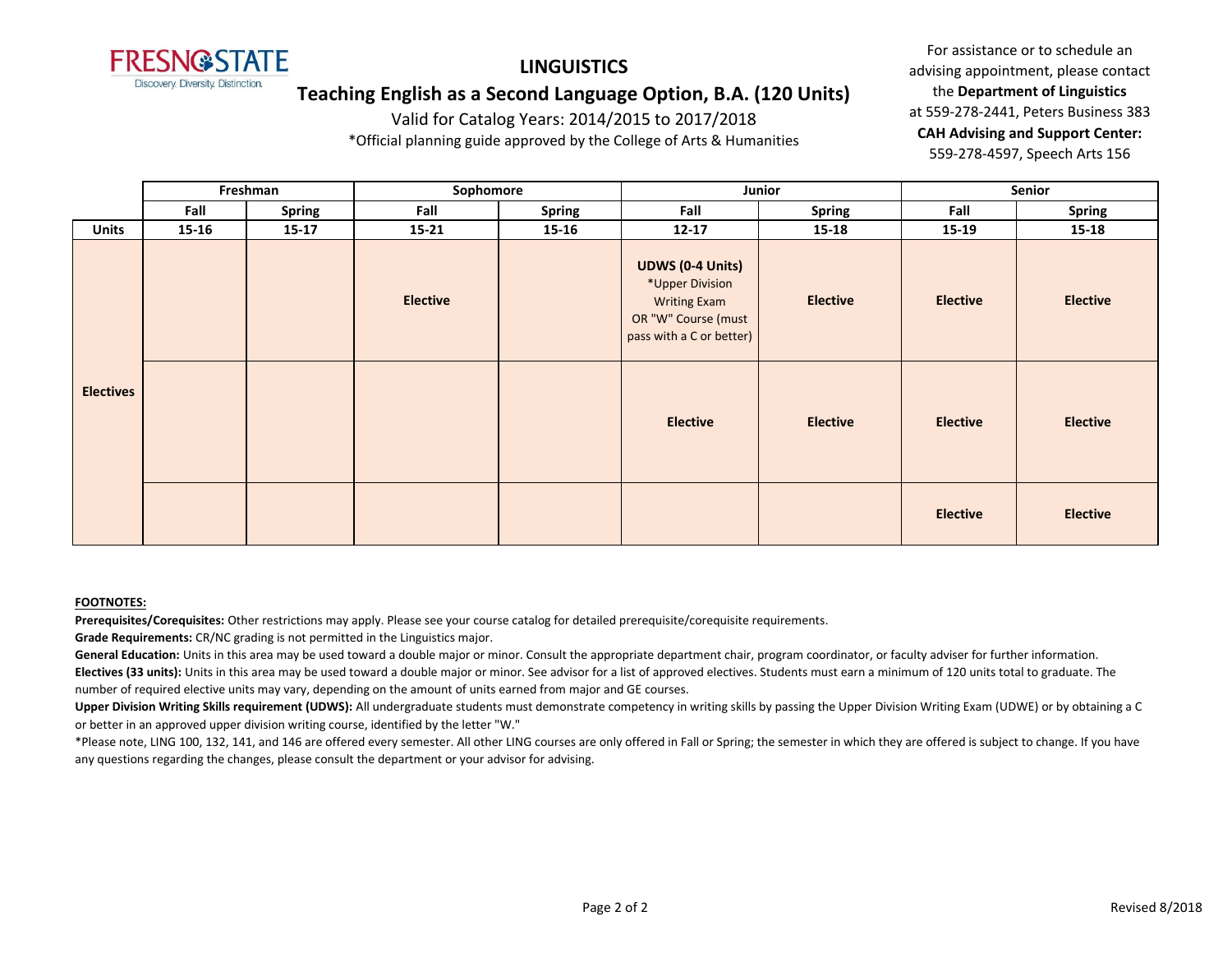# LINGUISTICS

## Teaching English as a Second Language Option, B.A. (120 Units)

Valid for Catalog Years: 2014/2015 to 2017/2018

*Official planning guide approved by the College of Arts & Humanities

For assistance or to schedule an advising appointment, please contact the **Department of Linguistics** at 559-278-2441, Peters Business 383

**CAH Advising and Support Center:** 559-278-4597, Speech Arts 156

| | Freshman | | Sophomore | | Junior | | Senior | |
|---|---|---|---|---|---|---|---|---|
| | **Fall** | **Spring** | **Fall** | **Spring** | **Fall** | **Spring** | **Fall** | **Spring** |
| **Units** | **15-16** | **15-17** | **15-21** | **15-16** | **12-17** | **15-18** | **15-19** | **15-18** |
| **Electives** | | | **Elective** | | **UDWS (0-4 Units)** *Upper Division Writing Exam OR "W" Course (must pass with a C or better) | **Elective** | **Elective** | **Elective** |
| | | | | | **Elective** | **Elective** | **Elective** | **Elective** |
| | | | | | | | **Elective** | **Elective** |

**FOOTNOTES:**

**Prerequisites/Corequisites:** Other restrictions may apply. Please see your course catalog for detailed prerequisite/corequisite requirements.

**Grade Requirements:** CR/NC grading is not permitted in the Linguistics major.

**General Education:** Units in this area may be used toward a double major or minor. Consult the appropriate department chair, program coordinator, or faculty adviser for further information.

**Electives (33 units):** Units in this area may be used toward a double major or minor. See advisor for a list of approved electives. Students must earn a minimum of 120 units total to graduate. The number of required elective units may vary, depending on the amount of units earned from major and GE courses.

**Upper Division Writing Skills requirement (UDWS):** All undergraduate students must demonstrate competency in writing skills by passing the Upper Division Writing Exam (UDWE) or by obtaining a C or better in an approved upper division writing course, identified by the letter "W."

*Please note, LING 100, 132, 141, and 146 are offered every semester. All other LING courses are only offered in Fall or Spring; the semester in which they are offered is subject to change. If you have any questions regarding the changes, please consult the department or your advisor for advising.

Revised 8/2018